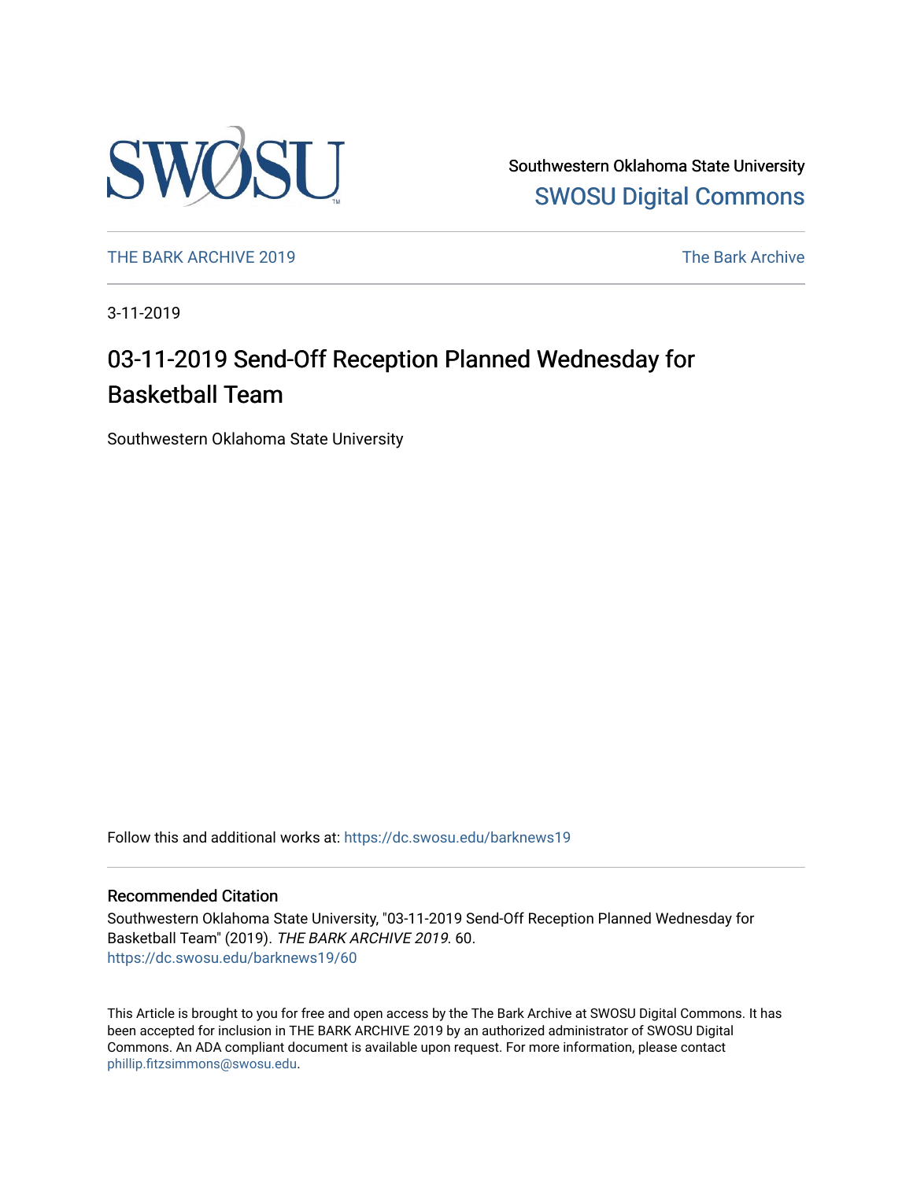Southwestern Oklahoma State University
SWOSU Digital Commons

THE BARK ARCHIVE 2019 | The Bark Archive

3-11-2019

# 03-11-2019 Send-Off Reception Planned Wednesday for Basketball Team

Southwestern Oklahoma State University

Follow this and additional works at: https://dc.swosu.edu/barknews19

## Recommended Citation

Southwestern Oklahoma State University, "03-11-2019 Send-Off Reception Planned Wednesday for Basketball Team" (2019). *THE BARK ARCHIVE 2019*. 60.
https://dc.swosu.edu/barknews19/60

This Article is brought to you for free and open access by the The Bark Archive at SWOSU Digital Commons. It has been accepted for inclusion in THE BARK ARCHIVE 2019 by an authorized administrator of SWOSU Digital Commons. An ADA compliant document is available upon request. For more information, please contact phillip.fitzsimmons@swosu.edu.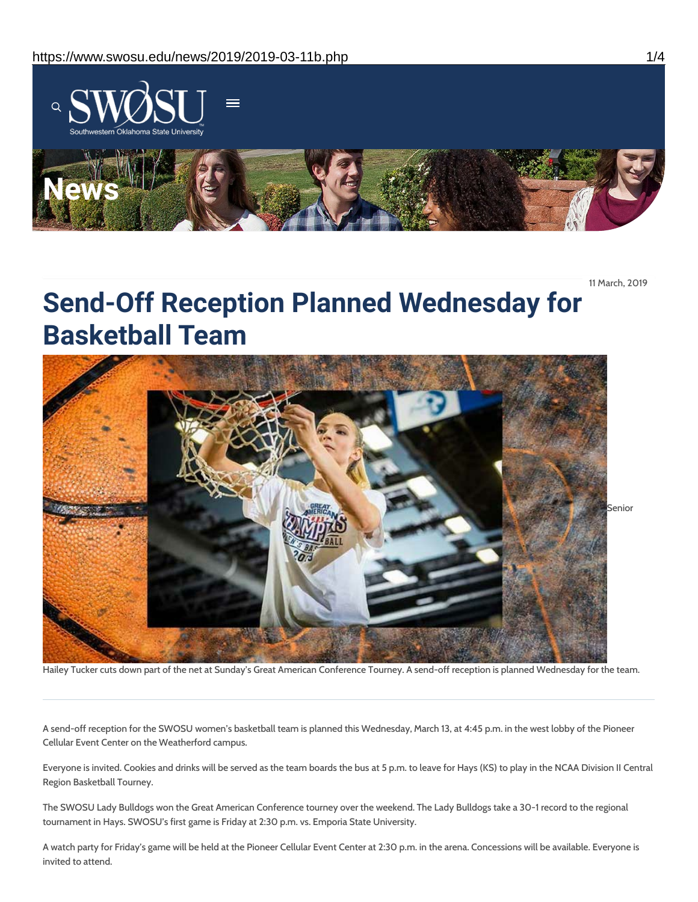11 March, 2019

# Send-Off Reception Planned Wednesday for Basketball Team

Senior Hailey Tucker cuts down part of the net at Sunday's Great American Conference Tourney. A send-off reception is planned Wednesday for the team.

A send-off reception for the SWOSU women's basketball team is planned this Wednesday, March 13, at 4:45 p.m. in the west lobby of the Pioneer Cellular Event Center on the Weatherford campus.

Everyone is invited. Cookies and drinks will be served as the team boards the bus at 5 p.m. to leave for Hays (KS) to play in the NCAA Division II Central Region Basketball Tourney.

The SWOSU Lady Bulldogs won the Great American Conference tourney over the weekend. The Lady Bulldogs take a 30-1 record to the regional tournament in Hays. SWOSU's first game is Friday at 2:30 p.m. vs. Emporia State University.

A watch party for Friday's game will be held at the Pioneer Cellular Event Center at 2:30 p.m. in the arena. Concessions will be available. Everyone is invited to attend.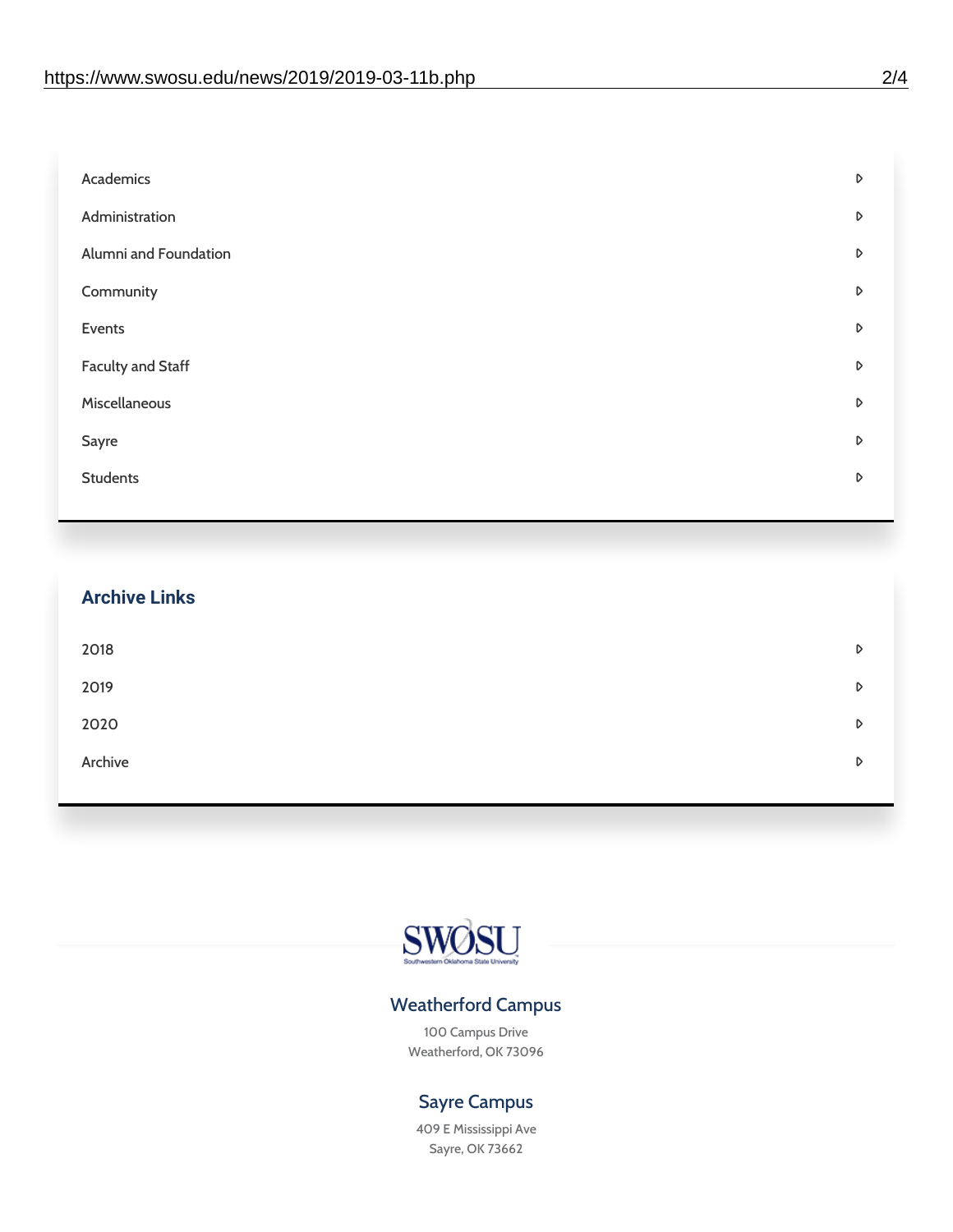- Academics
- Administration
- Alumni and Foundation
- Community
- Events
- Faculty and Staff
- Miscellaneous
- Sayre
- Students

## Archive Links

- 2018
- 2019
- 2020
- Archive

SWOSU

Southwestern Oklahoma State University

### Weatherford Campus

100 Campus Drive
Weatherford, OK 73096

### Sayre Campus

409 E Mississippi Ave
Sayre, OK 73662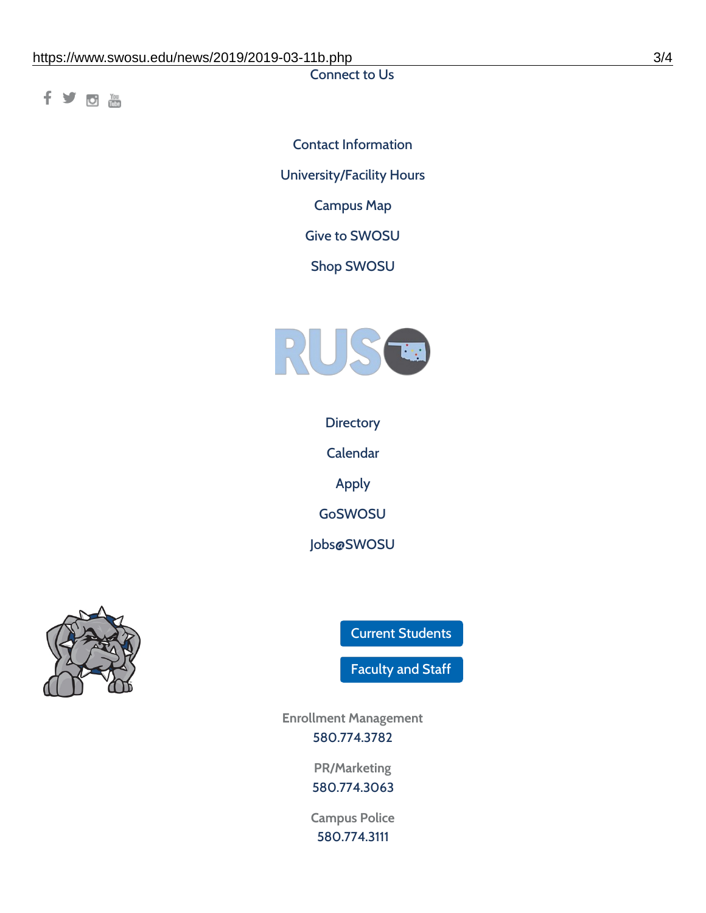Connect to Us

Contact Information

University/Facility Hours

Campus Map

Give to SWOSU

Shop SWOSU

Directory

Calendar

Apply

GoSWOSU

Jobs@SWOSU

Current Students

Faculty and Staff

Enrollment Management
580.774.3782

PR/Marketing
580.774.3063

Campus Police
580.774.3111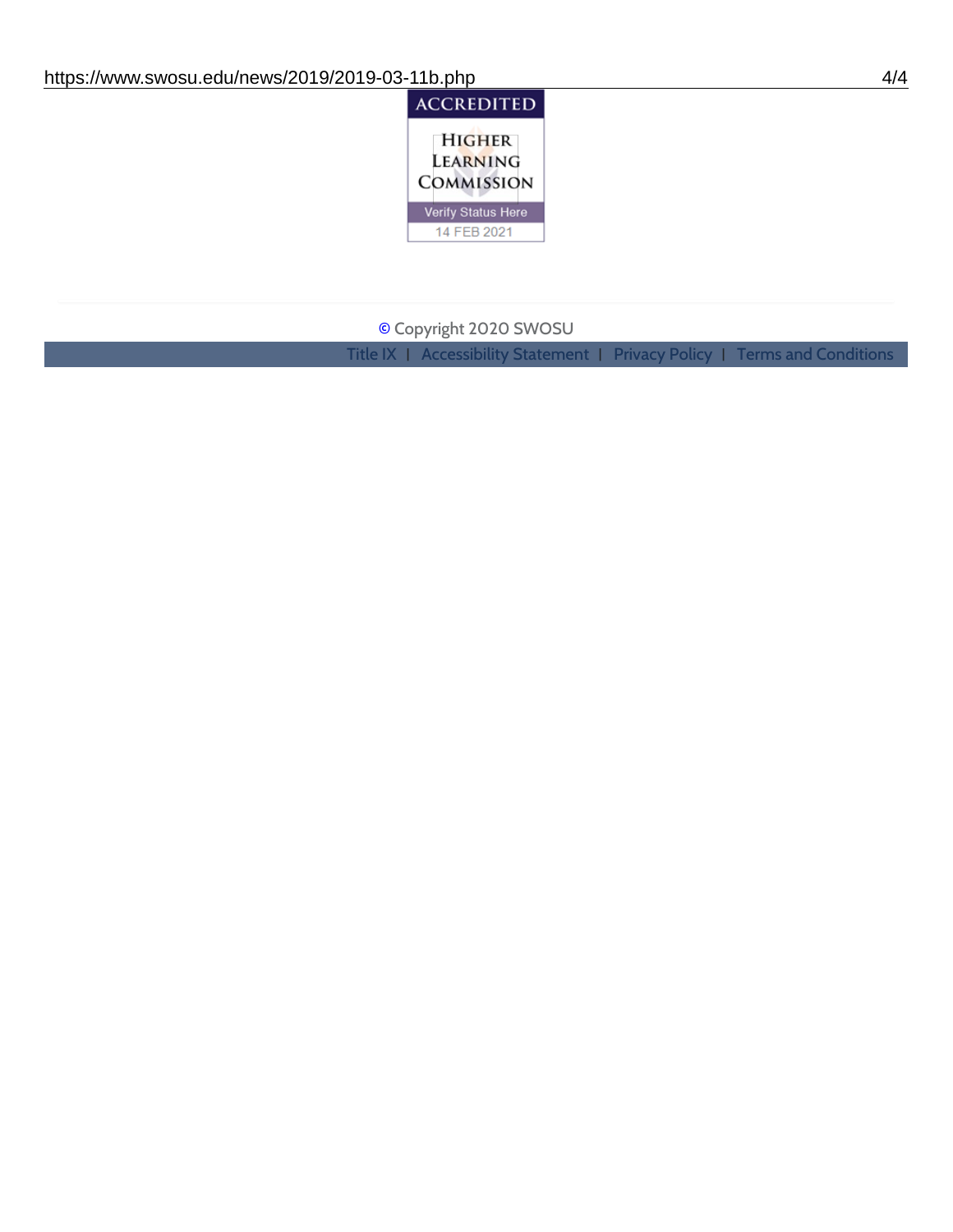ACCREDITED

HIGHER LEARNING COMMISSION

Verify Status Here

14 FEB 2021

© Copyright 2020 SWOSU

Title IX | Accessibility Statement | Privacy Policy | Terms and Conditions